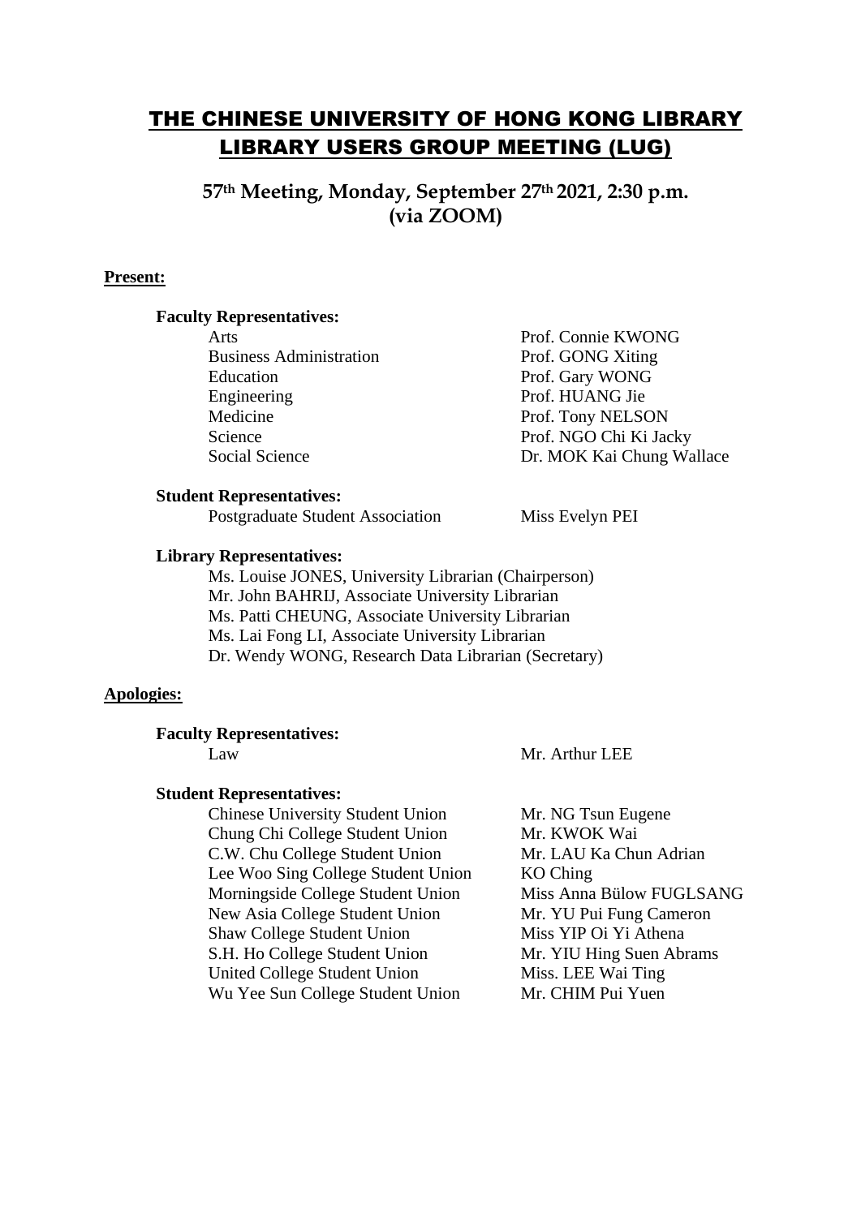# THE CHINESE UNIVERSITY OF HONG KONG LIBRARY
# LIBRARY USERS GROUP MEETING (LUG)

## 57th Meeting, Monday, September 27th 2021, 2:30 p.m. (via ZOOM)

**Present:**

**Faculty Representatives:**

| | |
|---|---|
| Arts | Prof. Connie KWONG |
| Business Administration | Prof. GONG Xiting |
| Education | Prof. Gary WONG |
| Engineering | Prof. HUANG Jie |
| Medicine | Prof. Tony NELSON |
| Science | Prof. NGO Chi Ki Jacky |
| Social Science | Dr. MOK Kai Chung Wallace |

**Student Representatives:**

| | |
|---|---|
| Postgraduate Student Association | Miss Evelyn PEI |

**Library Representatives:**

Ms. Louise JONES, University Librarian (Chairperson)
Mr. John BAHRIJ, Associate University Librarian
Ms. Patti CHEUNG, Associate University Librarian
Ms. Lai Fong LI, Associate University Librarian
Dr. Wendy WONG, Research Data Librarian (Secretary)

**Apologies:**

**Faculty Representatives:**

| | |
|---|---|
| Law | Mr. Arthur LEE |

**Student Representatives:**

| | |
|---|---|
| Chinese University Student Union | Mr. NG Tsun Eugene |
| Chung Chi College Student Union | Mr. KWOK Wai |
| C.W. Chu College Student Union | Mr. LAU Ka Chun Adrian |
| Lee Woo Sing College Student Union | KO Ching |
| Morningside College Student Union | Miss Anna Bülow FUGLSANG |
| New Asia College Student Union | Mr. YU Pui Fung Cameron |
| Shaw College Student Union | Miss YIP Oi Yi Athena |
| S.H. Ho College Student Union | Mr. YIU Hing Suen Abrams |
| United College Student Union | Miss. LEE Wai Ting |
| Wu Yee Sun College Student Union | Mr. CHIM Pui Yuen |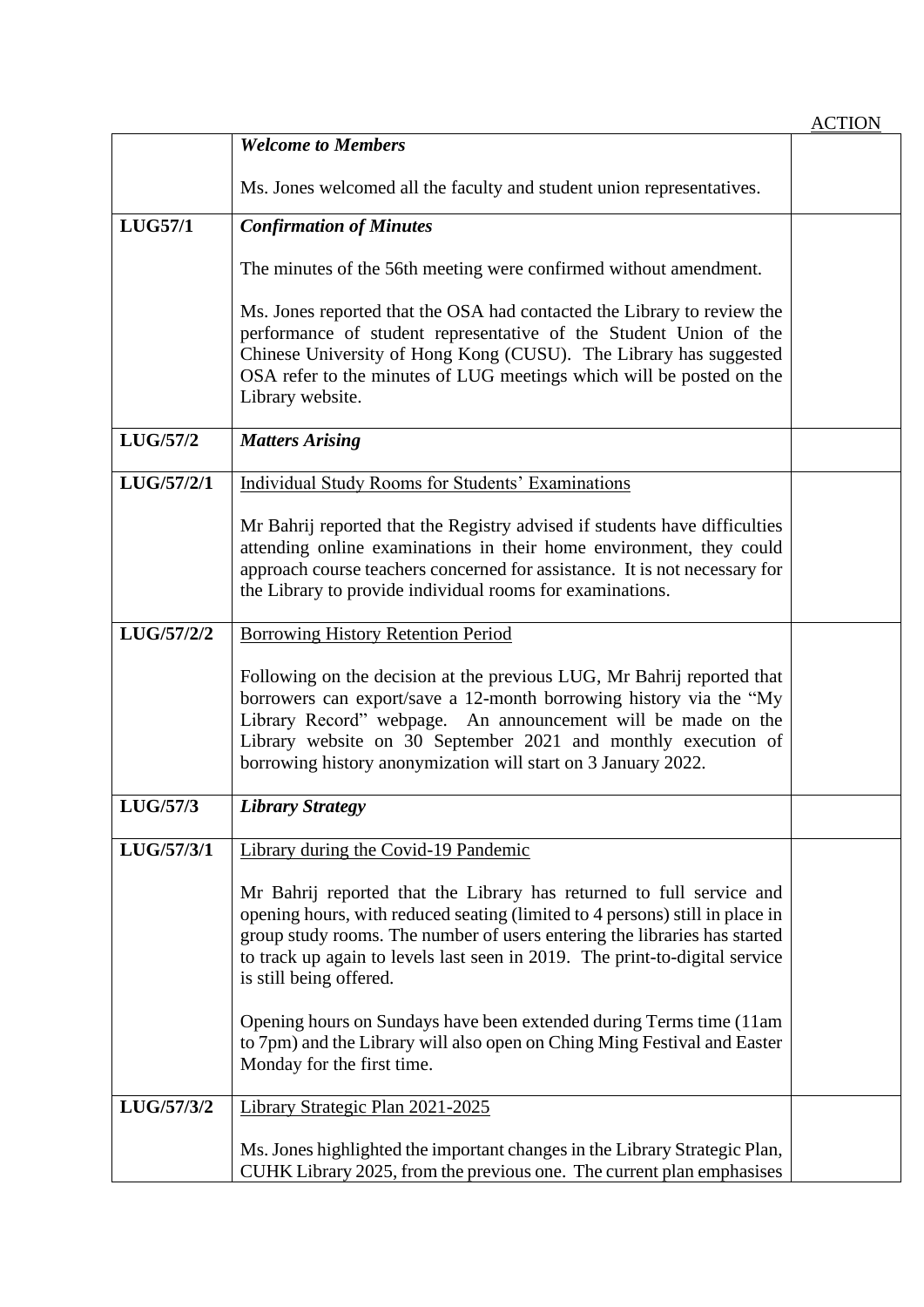| | | ACTION |
|---|---|---|
| | ***Welcome to Members***<br><br>Ms. Jones welcomed all the faculty and student union representatives. | |
| **LUG57/1** | ***Confirmation of Minutes***<br><br>The minutes of the 56th meeting were confirmed without amendment.<br><br>Ms. Jones reported that the OSA had contacted the Library to review the performance of student representative of the Student Union of the Chinese University of Hong Kong (CUSU). The Library has suggested OSA refer to the minutes of LUG meetings which will be posted on the Library website. | |
| **LUG/57/2** | ***Matters Arising*** | |
| **LUG/57/2/1** | <u>Individual Study Rooms for Students' Examinations</u><br><br>Mr Bahrij reported that the Registry advised if students have difficulties attending online examinations in their home environment, they could approach course teachers concerned for assistance. It is not necessary for the Library to provide individual rooms for examinations. | |
| **LUG/57/2/2** | <u>Borrowing History Retention Period</u><br><br>Following on the decision at the previous LUG, Mr Bahrij reported that borrowers can export/save a 12-month borrowing history via the "My Library Record" webpage. An announcement will be made on the Library website on 30 September 2021 and monthly execution of borrowing history anonymization will start on 3 January 2022. | |
| **LUG/57/3** | ***Library Strategy*** | |
| **LUG/57/3/1** | <u>Library during the Covid-19 Pandemic</u><br><br>Mr Bahrij reported that the Library has returned to full service and opening hours, with reduced seating (limited to 4 persons) still in place in group study rooms. The number of users entering the libraries has started to track up again to levels last seen in 2019. The print-to-digital service is still being offered.<br><br>Opening hours on Sundays have been extended during Terms time (11am to 7pm) and the Library will also open on Ching Ming Festival and Easter Monday for the first time. | |
| **LUG/57/3/2** | <u>Library Strategic Plan 2021-2025</u><br><br>Ms. Jones highlighted the important changes in the Library Strategic Plan, CUHK Library 2025, from the previous one. The current plan emphasises | |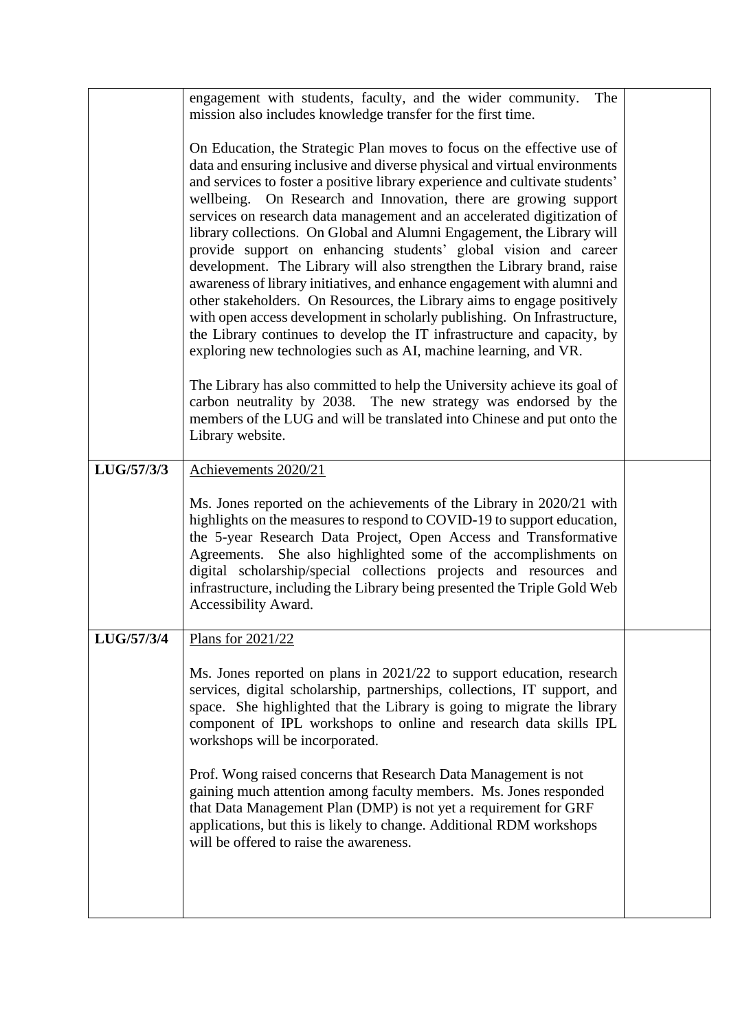| | | |
|---|---|---|
| | engagement with students, faculty, and the wider community. The mission also includes knowledge transfer for the first time.<br><br>On Education, the Strategic Plan moves to focus on the effective use of data and ensuring inclusive and diverse physical and virtual environments and services to foster a positive library experience and cultivate students' wellbeing. On Research and Innovation, there are growing support services on research data management and an accelerated digitization of library collections. On Global and Alumni Engagement, the Library will provide support on enhancing students' global vision and career development. The Library will also strengthen the Library brand, raise awareness of library initiatives, and enhance engagement with alumni and other stakeholders. On Resources, the Library aims to engage positively with open access development in scholarly publishing. On Infrastructure, the Library continues to develop the IT infrastructure and capacity, by exploring new technologies such as AI, machine learning, and VR.<br><br>The Library has also committed to help the University achieve its goal of carbon neutrality by 2038. The new strategy was endorsed by the members of the LUG and will be translated into Chinese and put onto the Library website. | |
| **LUG/57/3/3** | <u>Achievements 2020/21</u><br><br>Ms. Jones reported on the achievements of the Library in 2020/21 with highlights on the measures to respond to COVID-19 to support education, the 5-year Research Data Project, Open Access and Transformative Agreements. She also highlighted some of the accomplishments on digital scholarship/special collections projects and resources and infrastructure, including the Library being presented the Triple Gold Web Accessibility Award. | |
| **LUG/57/3/4** | <u>Plans for 2021/22</u><br><br>Ms. Jones reported on plans in 2021/22 to support education, research services, digital scholarship, partnerships, collections, IT support, and space. She highlighted that the Library is going to migrate the library component of IPL workshops to online and research data skills IPL workshops will be incorporated.<br><br>Prof. Wong raised concerns that Research Data Management is not gaining much attention among faculty members. Ms. Jones responded that Data Management Plan (DMP) is not yet a requirement for GRF applications, but this is likely to change. Additional RDM workshops will be offered to raise the awareness. | |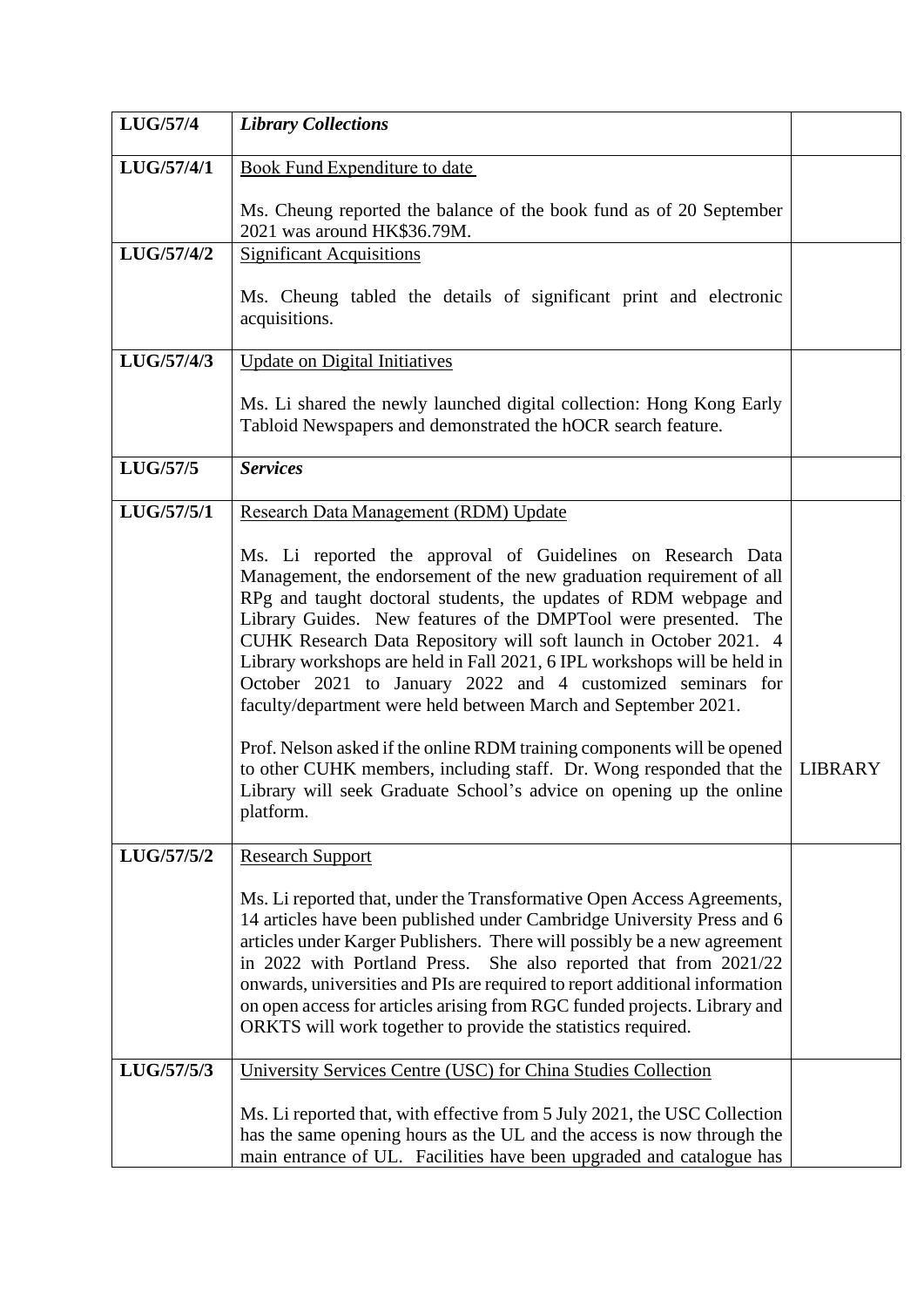| | | |
|---|---|---|
| **LUG/57/4** | ***Library Collections*** | |
| **LUG/57/4/1** | Book Fund Expenditure to date<br><br>Ms. Cheung reported the balance of the book fund as of 20 September 2021 was around HK$36.79M. | |
| **LUG/57/4/2** | Significant Acquisitions<br><br>Ms. Cheung tabled the details of significant print and electronic acquisitions. | |
| **LUG/57/4/3** | Update on Digital Initiatives<br><br>Ms. Li shared the newly launched digital collection: Hong Kong Early Tabloid Newspapers and demonstrated the hOCR search feature. | |
| **LUG/57/5** | ***Services*** | |
| **LUG/57/5/1** | Research Data Management (RDM) Update<br><br>Ms. Li reported the approval of Guidelines on Research Data Management, the endorsement of the new graduation requirement of all RPg and taught doctoral students, the updates of RDM webpage and Library Guides. New features of the DMPTool were presented. The CUHK Research Data Repository will soft launch in October 2021. 4 Library workshops are held in Fall 2021, 6 IPL workshops will be held in October 2021 to January 2022 and 4 customized seminars for faculty/department were held between March and September 2021.<br><br>Prof. Nelson asked if the online RDM training components will be opened to other CUHK members, including staff. Dr. Wong responded that the Library will seek Graduate School's advice on opening up the online platform. | LIBRARY |
| **LUG/57/5/2** | Research Support<br><br>Ms. Li reported that, under the Transformative Open Access Agreements, 14 articles have been published under Cambridge University Press and 6 articles under Karger Publishers. There will possibly be a new agreement in 2022 with Portland Press. She also reported that from 2021/22 onwards, universities and PIs are required to report additional information on open access for articles arising from RGC funded projects. Library and ORKTS will work together to provide the statistics required. | |
| **LUG/57/5/3** | University Services Centre (USC) for China Studies Collection<br><br>Ms. Li reported that, with effective from 5 July 2021, the USC Collection has the same opening hours as the UL and the access is now through the main entrance of UL. Facilities have been upgraded and catalogue has | |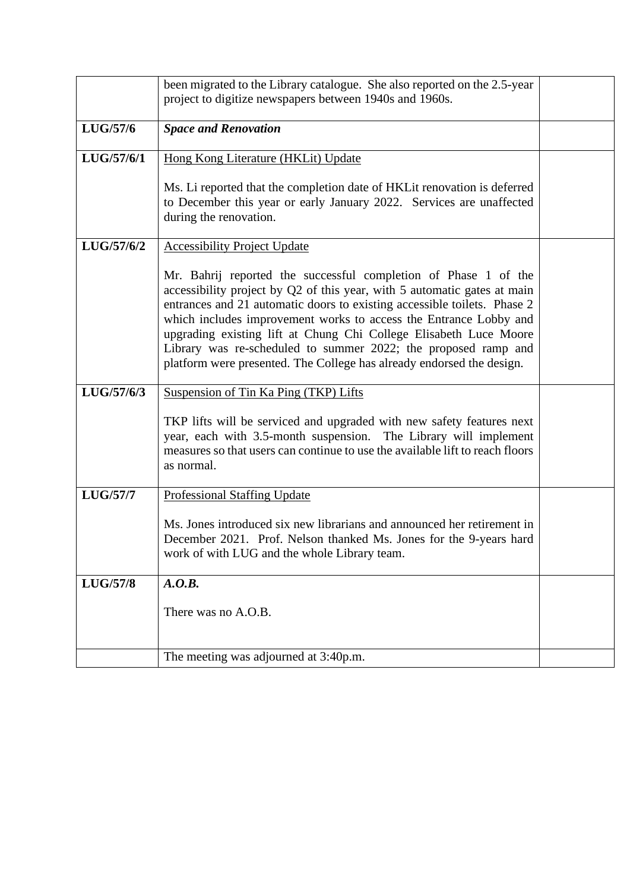| | | |
|---|---|---|
| | been migrated to the Library catalogue. She also reported on the 2.5-year project to digitize newspapers between 1940s and 1960s. | |
| **LUG/57/6** | ***Space and Renovation*** | |
| **LUG/57/6/1** | <u>Hong Kong Literature (HKLit) Update</u><br><br>Ms. Li reported that the completion date of HKLit renovation is deferred to December this year or early January 2022. Services are unaffected during the renovation. | |
| **LUG/57/6/2** | <u>Accessibility Project Update</u><br><br>Mr. Bahrij reported the successful completion of Phase 1 of the accessibility project by Q2 of this year, with 5 automatic gates at main entrances and 21 automatic doors to existing accessible toilets. Phase 2 which includes improvement works to access the Entrance Lobby and upgrading existing lift at Chung Chi College Elisabeth Luce Moore Library was re-scheduled to summer 2022; the proposed ramp and platform were presented. The College has already endorsed the design. | |
| **LUG/57/6/3** | <u>Suspension of Tin Ka Ping (TKP) Lifts</u><br><br>TKP lifts will be serviced and upgraded with new safety features next year, each with 3.5-month suspension. The Library will implement measures so that users can continue to use the available lift to reach floors as normal. | |
| **LUG/57/7** | <u>Professional Staffing Update</u><br><br>Ms. Jones introduced six new librarians and announced her retirement in December 2021. Prof. Nelson thanked Ms. Jones for the 9-years hard work of with LUG and the whole Library team. | |
| **LUG/57/8** | ***A.O.B.***<br><br>There was no A.O.B. | |
| | The meeting was adjourned at 3:40p.m. | |